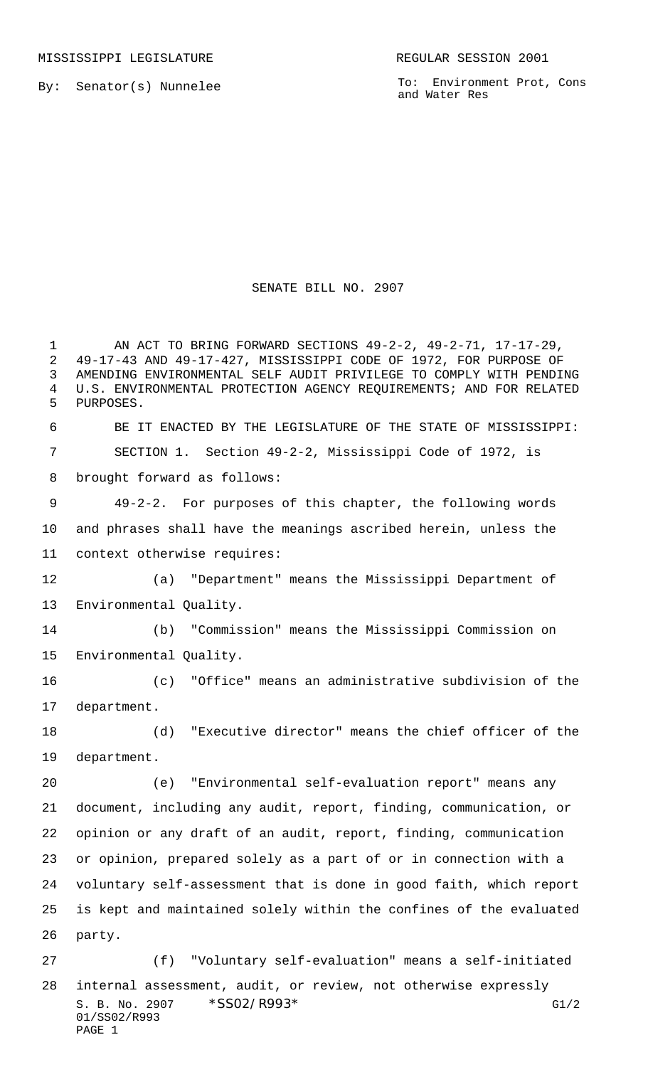MISSISSIPPI LEGISLATURE REGULAR SESSION 2001

By: Senator(s) Nunnelee

To: Environment Prot, Cons and Water Res

# SENATE BILL NO. 2907

AN ACT TO BRING FORWARD SECTIONS 49-2-2, 49-2-71, 17-17-29, 49-17-43 AND 49-17-427, MISSISSIPPI CODE OF 1972, FOR PURPOSE OF AMENDING ENVIRONMENTAL SELF AUDIT PRIVILEGE TO COMPLY WITH PENDING U.S. ENVIRONMENTAL PROTECTION AGENCY REQUIREMENTS; AND FOR RELATED PURPOSES.

BE IT ENACTED BY THE LEGISLATURE OF THE STATE OF MISSISSIPPI:

SECTION 1. Section 49-2-2, Mississippi Code of 1972, is brought forward as follows:

49-2-2. For purposes of this chapter, the following words and phrases shall have the meanings ascribed herein, unless the context otherwise requires:

(a) "Department" means the Mississippi Department of Environmental Quality.

(b) "Commission" means the Mississippi Commission on Environmental Quality.

(c) "Office" means an administrative subdivision of the department.

(d) "Executive director" means the chief officer of the department.

(e) "Environmental self-evaluation report" means any document, including any audit, report, finding, communication, or opinion or any draft of an audit, report, finding, communication or opinion, prepared solely as a part of or in connection with a voluntary self-assessment that is done in good faith, which report is kept and maintained solely within the confines of the evaluated party.

(f) "Voluntary self-evaluation" means a self-initiated internal assessment, audit, or review, not otherwise expressly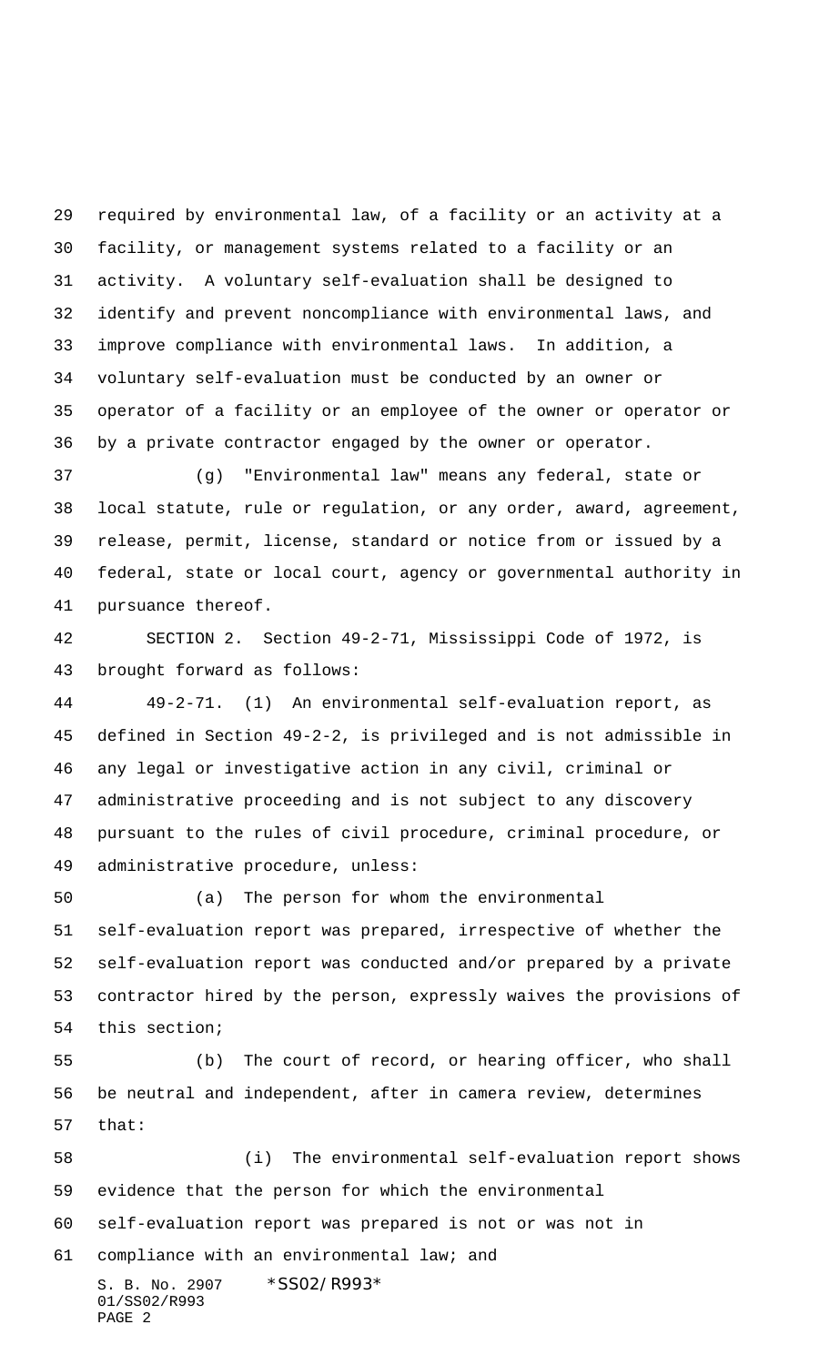required by environmental law, of a facility or an activity at a facility, or management systems related to a facility or an activity. A voluntary self-evaluation shall be designed to identify and prevent noncompliance with environmental laws, and improve compliance with environmental laws. In addition, a voluntary self-evaluation must be conducted by an owner or operator of a facility or an employee of the owner or operator or by a private contractor engaged by the owner or operator.

(g) "Environmental law" means any federal, state or local statute, rule or regulation, or any order, award, agreement, release, permit, license, standard or notice from or issued by a federal, state or local court, agency or governmental authority in pursuance thereof.

SECTION 2. Section 49-2-71, Mississippi Code of 1972, is brought forward as follows:

49-2-71. (1) An environmental self-evaluation report, as defined in Section 49-2-2, is privileged and is not admissible in any legal or investigative action in any civil, criminal or administrative proceeding and is not subject to any discovery pursuant to the rules of civil procedure, criminal procedure, or administrative procedure, unless:

(a) The person for whom the environmental self-evaluation report was prepared, irrespective of whether the self-evaluation report was conducted and/or prepared by a private contractor hired by the person, expressly waives the provisions of this section;

(b) The court of record, or hearing officer, who shall be neutral and independent, after in camera review, determines that:

(i) The environmental self-evaluation report shows evidence that the person for which the environmental self-evaluation report was prepared is not or was not in compliance with an environmental law; and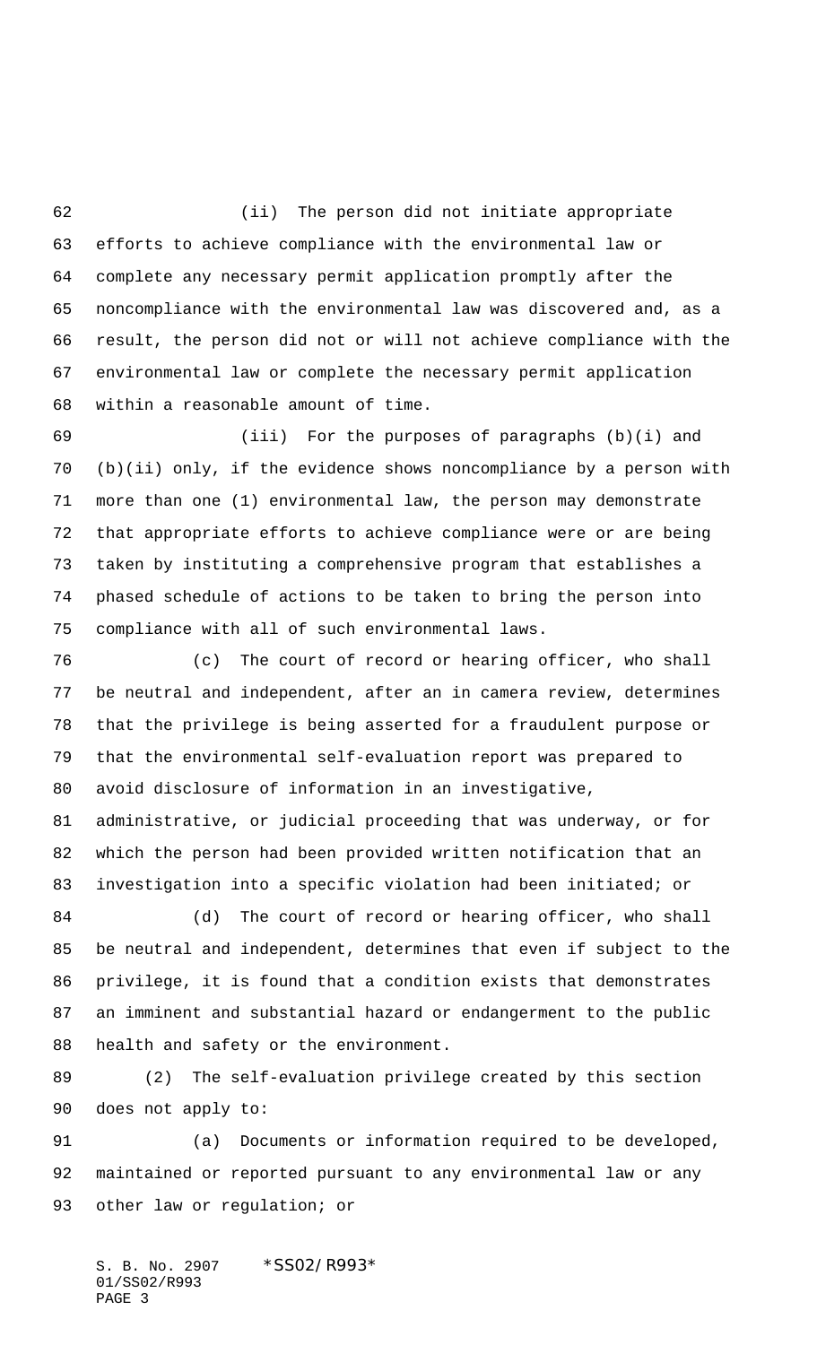(ii) The person did not initiate appropriate efforts to achieve compliance with the environmental law or complete any necessary permit application promptly after the noncompliance with the environmental law was discovered and, as a result, the person did not or will not achieve compliance with the environmental law or complete the necessary permit application within a reasonable amount of time.

(iii) For the purposes of paragraphs (b)(i) and (b)(ii) only, if the evidence shows noncompliance by a person with more than one (1) environmental law, the person may demonstrate that appropriate efforts to achieve compliance were or are being taken by instituting a comprehensive program that establishes a phased schedule of actions to be taken to bring the person into compliance with all of such environmental laws.

(c) The court of record or hearing officer, who shall be neutral and independent, after an in camera review, determines that the privilege is being asserted for a fraudulent purpose or that the environmental self-evaluation report was prepared to avoid disclosure of information in an investigative, administrative, or judicial proceeding that was underway, or for which the person had been provided written notification that an investigation into a specific violation had been initiated; or

(d) The court of record or hearing officer, who shall be neutral and independent, determines that even if subject to the privilege, it is found that a condition exists that demonstrates an imminent and substantial hazard or endangerment to the public health and safety or the environment.

(2) The self-evaluation privilege created by this section does not apply to:

(a) Documents or information required to be developed, maintained or reported pursuant to any environmental law or any other law or regulation; or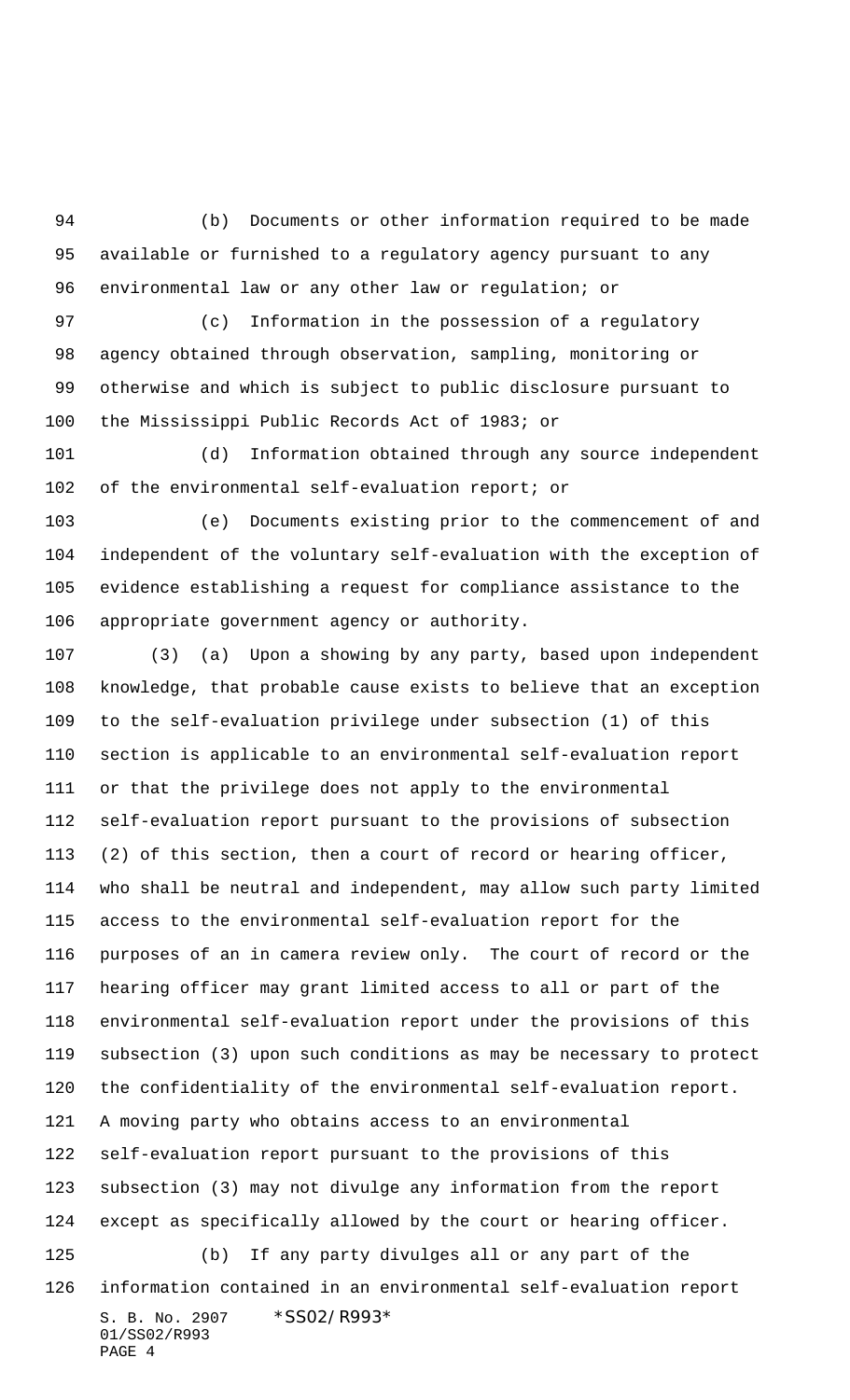(b) Documents or other information required to be made available or furnished to a regulatory agency pursuant to any environmental law or any other law or regulation; or

(c) Information in the possession of a regulatory agency obtained through observation, sampling, monitoring or otherwise and which is subject to public disclosure pursuant to the Mississippi Public Records Act of 1983; or

(d) Information obtained through any source independent of the environmental self-evaluation report; or

(e) Documents existing prior to the commencement of and independent of the voluntary self-evaluation with the exception of evidence establishing a request for compliance assistance to the appropriate government agency or authority.

(3) (a) Upon a showing by any party, based upon independent knowledge, that probable cause exists to believe that an exception to the self-evaluation privilege under subsection (1) of this section is applicable to an environmental self-evaluation report or that the privilege does not apply to the environmental self-evaluation report pursuant to the provisions of subsection (2) of this section, then a court of record or hearing officer, who shall be neutral and independent, may allow such party limited access to the environmental self-evaluation report for the purposes of an in camera review only. The court of record or the hearing officer may grant limited access to all or part of the environmental self-evaluation report under the provisions of this subsection (3) upon such conditions as may be necessary to protect the confidentiality of the environmental self-evaluation report. A moving party who obtains access to an environmental self-evaluation report pursuant to the provisions of this subsection (3) may not divulge any information from the report except as specifically allowed by the court or hearing officer.

(b) If any party divulges all or any part of the information contained in an environmental self-evaluation report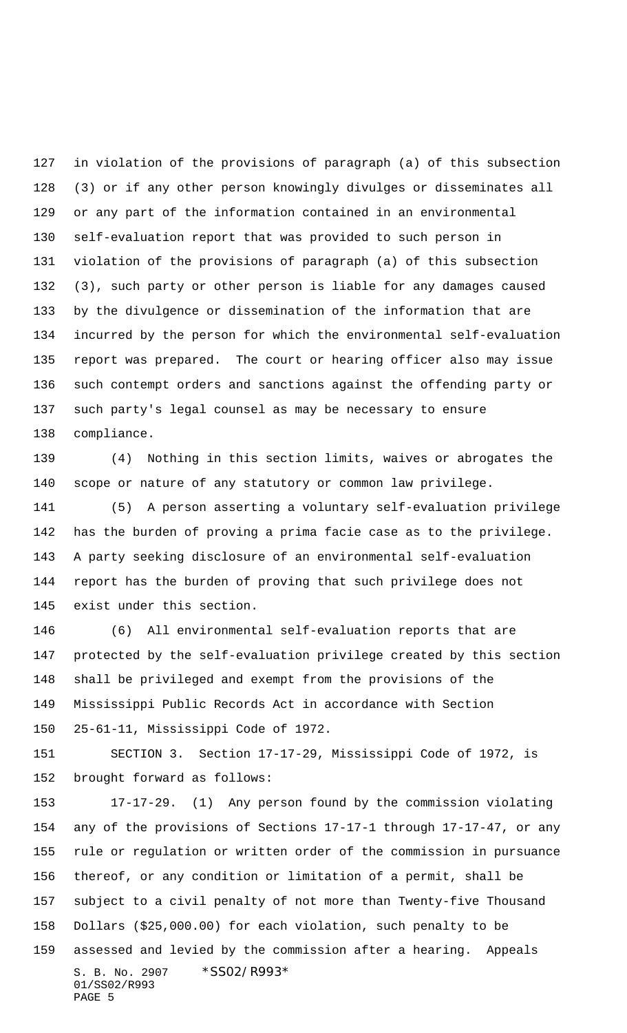in violation of the provisions of paragraph (a) of this subsection (3) or if any other person knowingly divulges or disseminates all or any part of the information contained in an environmental self-evaluation report that was provided to such person in violation of the provisions of paragraph (a) of this subsection (3), such party or other person is liable for any damages caused by the divulgence or dissemination of the information that are incurred by the person for which the environmental self-evaluation report was prepared. The court or hearing officer also may issue such contempt orders and sanctions against the offending party or such party's legal counsel as may be necessary to ensure compliance.

(4) Nothing in this section limits, waives or abrogates the scope or nature of any statutory or common law privilege.

(5) A person asserting a voluntary self-evaluation privilege has the burden of proving a prima facie case as to the privilege. A party seeking disclosure of an environmental self-evaluation report has the burden of proving that such privilege does not exist under this section.

(6) All environmental self-evaluation reports that are protected by the self-evaluation privilege created by this section shall be privileged and exempt from the provisions of the Mississippi Public Records Act in accordance with Section 25-61-11, Mississippi Code of 1972.

SECTION 3. Section 17-17-29, Mississippi Code of 1972, is brought forward as follows:

17-17-29. (1) Any person found by the commission violating any of the provisions of Sections 17-17-1 through 17-17-47, or any rule or regulation or written order of the commission in pursuance thereof, or any condition or limitation of a permit, shall be subject to a civil penalty of not more than Twenty-five Thousand Dollars ($25,000.00) for each violation, such penalty to be assessed and levied by the commission after a hearing. Appeals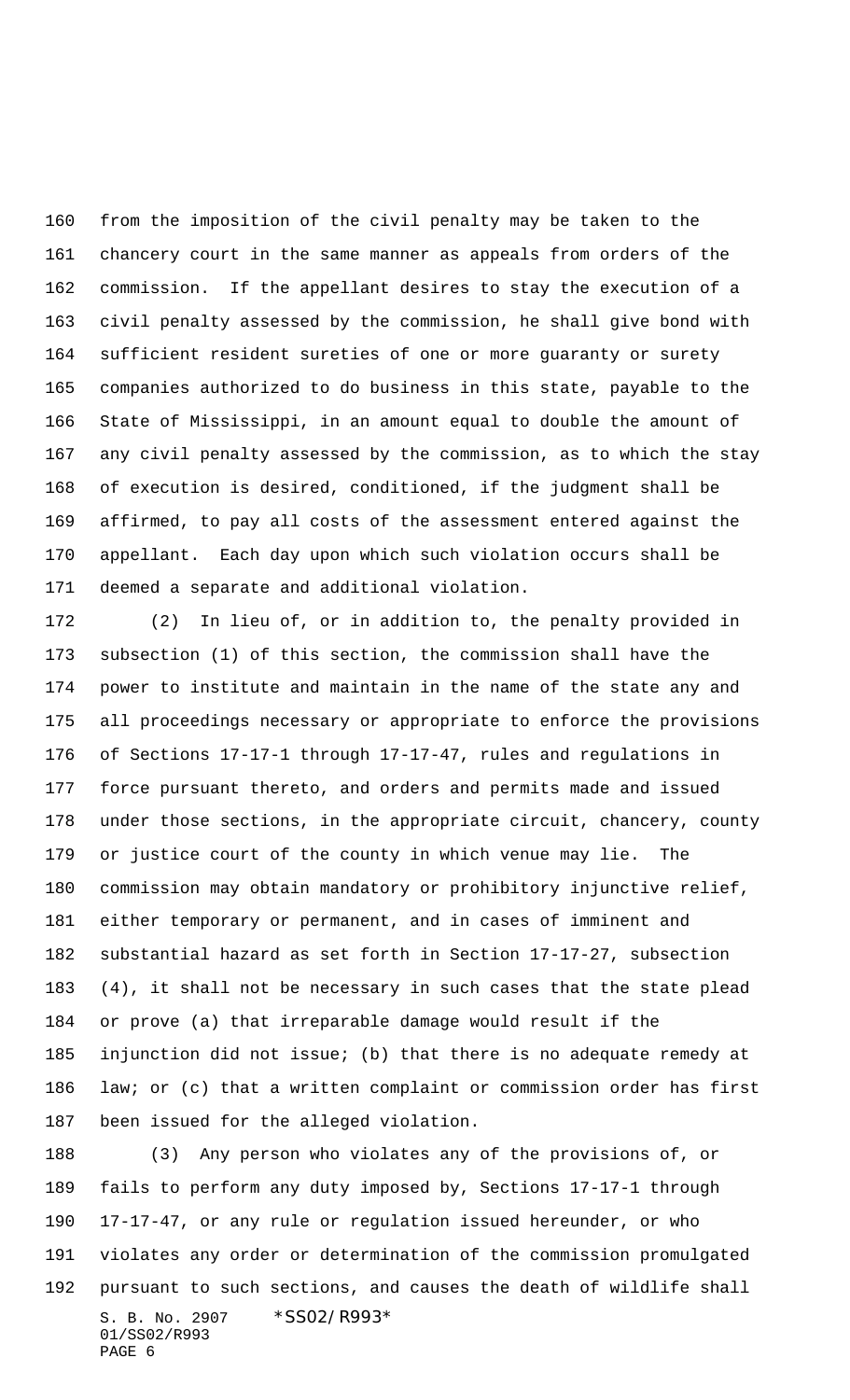from the imposition of the civil penalty may be taken to the chancery court in the same manner as appeals from orders of the commission. If the appellant desires to stay the execution of a civil penalty assessed by the commission, he shall give bond with sufficient resident sureties of one or more guaranty or surety companies authorized to do business in this state, payable to the State of Mississippi, in an amount equal to double the amount of any civil penalty assessed by the commission, as to which the stay of execution is desired, conditioned, if the judgment shall be affirmed, to pay all costs of the assessment entered against the appellant. Each day upon which such violation occurs shall be deemed a separate and additional violation.

(2) In lieu of, or in addition to, the penalty provided in subsection (1) of this section, the commission shall have the power to institute and maintain in the name of the state any and all proceedings necessary or appropriate to enforce the provisions of Sections 17-17-1 through 17-17-47, rules and regulations in force pursuant thereto, and orders and permits made and issued under those sections, in the appropriate circuit, chancery, county or justice court of the county in which venue may lie. The commission may obtain mandatory or prohibitory injunctive relief, either temporary or permanent, and in cases of imminent and substantial hazard as set forth in Section 17-17-27, subsection (4), it shall not be necessary in such cases that the state plead or prove (a) that irreparable damage would result if the injunction did not issue; (b) that there is no adequate remedy at law; or (c) that a written complaint or commission order has first been issued for the alleged violation.

(3) Any person who violates any of the provisions of, or fails to perform any duty imposed by, Sections 17-17-1 through 17-17-47, or any rule or regulation issued hereunder, or who violates any order or determination of the commission promulgated pursuant to such sections, and causes the death of wildlife shall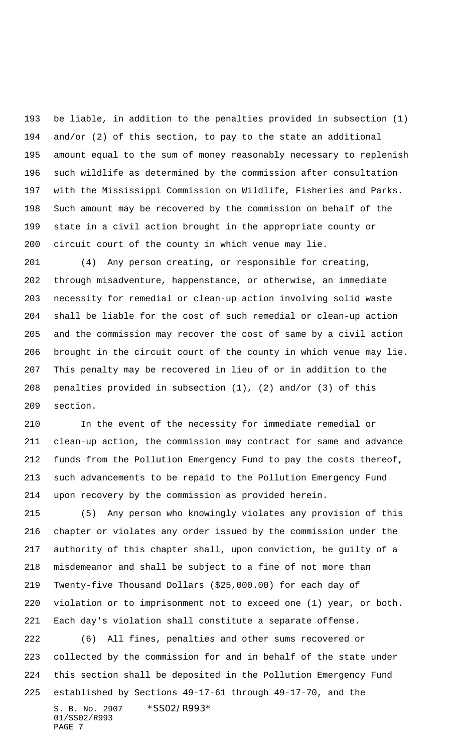be liable, in addition to the penalties provided in subsection (1) and/or (2) of this section, to pay to the state an additional amount equal to the sum of money reasonably necessary to replenish such wildlife as determined by the commission after consultation with the Mississippi Commission on Wildlife, Fisheries and Parks. Such amount may be recovered by the commission on behalf of the state in a civil action brought in the appropriate county or circuit court of the county in which venue may lie.

(4) Any person creating, or responsible for creating, through misadventure, happenstance, or otherwise, an immediate necessity for remedial or clean-up action involving solid waste shall be liable for the cost of such remedial or clean-up action and the commission may recover the cost of same by a civil action brought in the circuit court of the county in which venue may lie. This penalty may be recovered in lieu of or in addition to the penalties provided in subsection (1), (2) and/or (3) of this section.

In the event of the necessity for immediate remedial or clean-up action, the commission may contract for same and advance funds from the Pollution Emergency Fund to pay the costs thereof, such advancements to be repaid to the Pollution Emergency Fund upon recovery by the commission as provided herein.

(5) Any person who knowingly violates any provision of this chapter or violates any order issued by the commission under the authority of this chapter shall, upon conviction, be guilty of a misdemeanor and shall be subject to a fine of not more than Twenty-five Thousand Dollars ($25,000.00) for each day of violation or to imprisonment not to exceed one (1) year, or both. Each day's violation shall constitute a separate offense.

(6) All fines, penalties and other sums recovered or collected by the commission for and in behalf of the state under this section shall be deposited in the Pollution Emergency Fund established by Sections 49-17-61 through 49-17-70, and the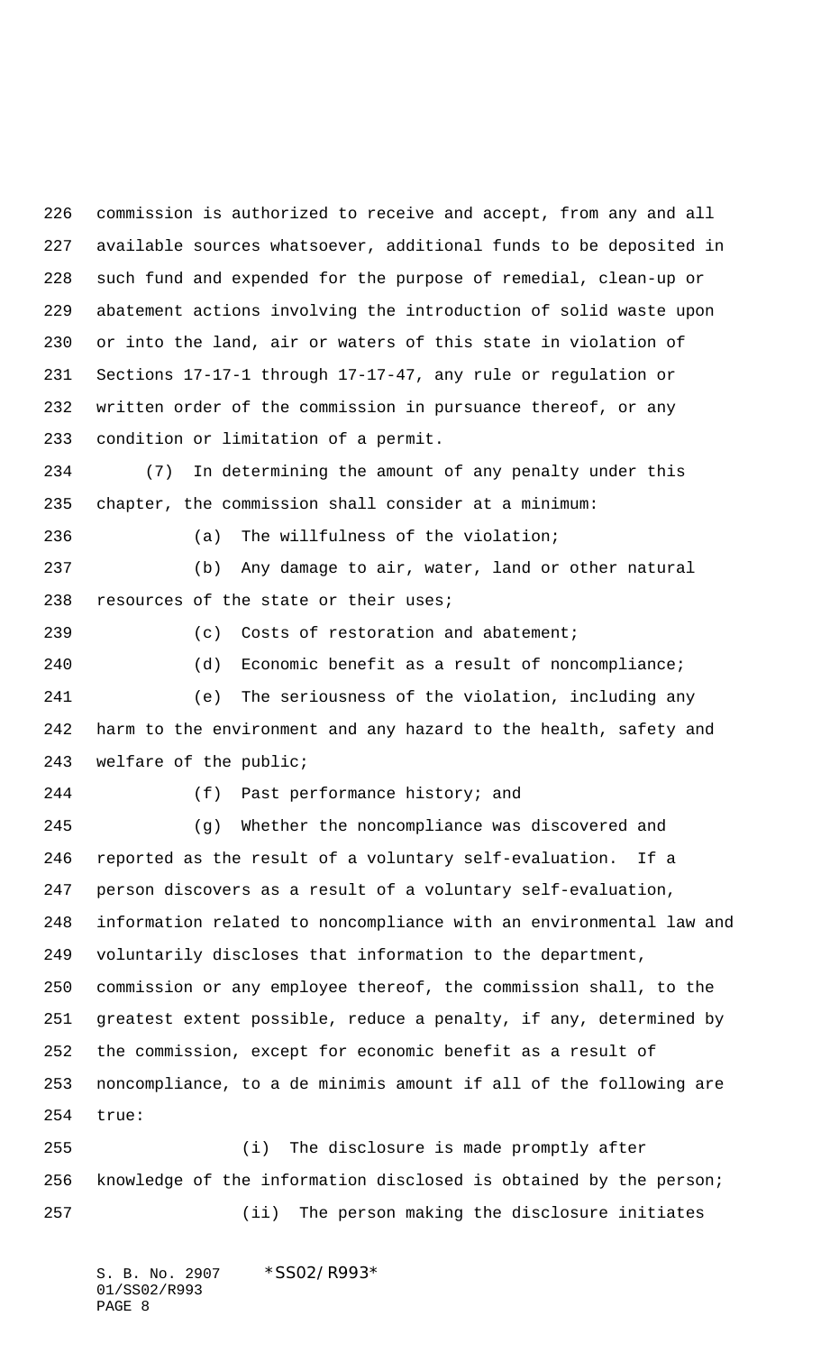commission is authorized to receive and accept, from any and all available sources whatsoever, additional funds to be deposited in such fund and expended for the purpose of remedial, clean-up or abatement actions involving the introduction of solid waste upon or into the land, air or waters of this state in violation of Sections 17-17-1 through 17-17-47, any rule or regulation or written order of the commission in pursuance thereof, or any condition or limitation of a permit.

(7) In determining the amount of any penalty under this chapter, the commission shall consider at a minimum:

(a) The willfulness of the violation;

(b) Any damage to air, water, land or other natural resources of the state or their uses;

(c) Costs of restoration and abatement;

(d) Economic benefit as a result of noncompliance;

(e) The seriousness of the violation, including any harm to the environment and any hazard to the health, safety and welfare of the public;

(f) Past performance history; and

(g) Whether the noncompliance was discovered and reported as the result of a voluntary self-evaluation. If a person discovers as a result of a voluntary self-evaluation, information related to noncompliance with an environmental law and voluntarily discloses that information to the department, commission or any employee thereof, the commission shall, to the greatest extent possible, reduce a penalty, if any, determined by the commission, except for economic benefit as a result of noncompliance, to a de minimis amount if all of the following are true:

(i) The disclosure is made promptly after knowledge of the information disclosed is obtained by the person;

(ii) The person making the disclosure initiates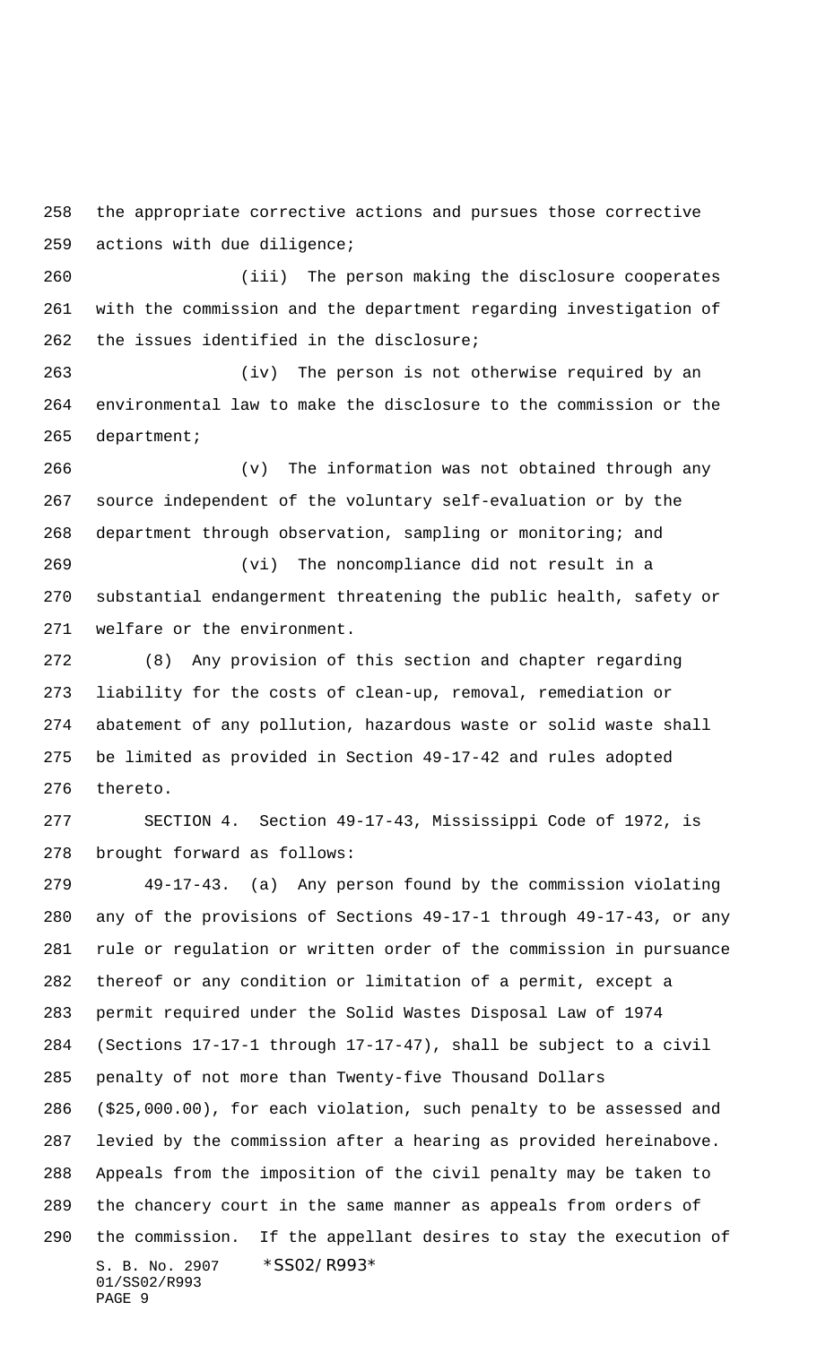the appropriate corrective actions and pursues those corrective actions with due diligence;

(iii) The person making the disclosure cooperates with the commission and the department regarding investigation of the issues identified in the disclosure;

(iv) The person is not otherwise required by an environmental law to make the disclosure to the commission or the department;

(v) The information was not obtained through any source independent of the voluntary self-evaluation or by the department through observation, sampling or monitoring; and

(vi) The noncompliance did not result in a substantial endangerment threatening the public health, safety or welfare or the environment.

(8) Any provision of this section and chapter regarding liability for the costs of clean-up, removal, remediation or abatement of any pollution, hazardous waste or solid waste shall be limited as provided in Section 49-17-42 and rules adopted thereto.

SECTION 4. Section 49-17-43, Mississippi Code of 1972, is brought forward as follows:

49-17-43. (a) Any person found by the commission violating any of the provisions of Sections 49-17-1 through 49-17-43, or any rule or regulation or written order of the commission in pursuance thereof or any condition or limitation of a permit, except a permit required under the Solid Wastes Disposal Law of 1974 (Sections 17-17-1 through 17-17-47), shall be subject to a civil penalty of not more than Twenty-five Thousand Dollars ($25,000.00), for each violation, such penalty to be assessed and levied by the commission after a hearing as provided hereinabove. Appeals from the imposition of the civil penalty may be taken to the chancery court in the same manner as appeals from orders of the commission. If the appellant desires to stay the execution of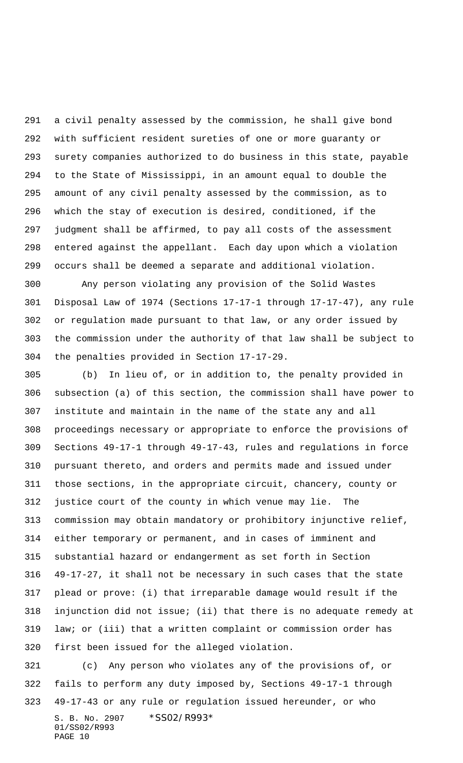a civil penalty assessed by the commission, he shall give bond with sufficient resident sureties of one or more guaranty or surety companies authorized to do business in this state, payable to the State of Mississippi, in an amount equal to double the amount of any civil penalty assessed by the commission, as to which the stay of execution is desired, conditioned, if the judgment shall be affirmed, to pay all costs of the assessment entered against the appellant. Each day upon which a violation occurs shall be deemed a separate and additional violation.

Any person violating any provision of the Solid Wastes Disposal Law of 1974 (Sections 17-17-1 through 17-17-47), any rule or regulation made pursuant to that law, or any order issued by the commission under the authority of that law shall be subject to the penalties provided in Section 17-17-29.

(b) In lieu of, or in addition to, the penalty provided in subsection (a) of this section, the commission shall have power to institute and maintain in the name of the state any and all proceedings necessary or appropriate to enforce the provisions of Sections 49-17-1 through 49-17-43, rules and regulations in force pursuant thereto, and orders and permits made and issued under those sections, in the appropriate circuit, chancery, county or justice court of the county in which venue may lie. The commission may obtain mandatory or prohibitory injunctive relief, either temporary or permanent, and in cases of imminent and substantial hazard or endangerment as set forth in Section 49-17-27, it shall not be necessary in such cases that the state plead or prove: (i) that irreparable damage would result if the injunction did not issue; (ii) that there is no adequate remedy at law; or (iii) that a written complaint or commission order has first been issued for the alleged violation.

(c) Any person who violates any of the provisions of, or fails to perform any duty imposed by, Sections 49-17-1 through 49-17-43 or any rule or regulation issued hereunder, or who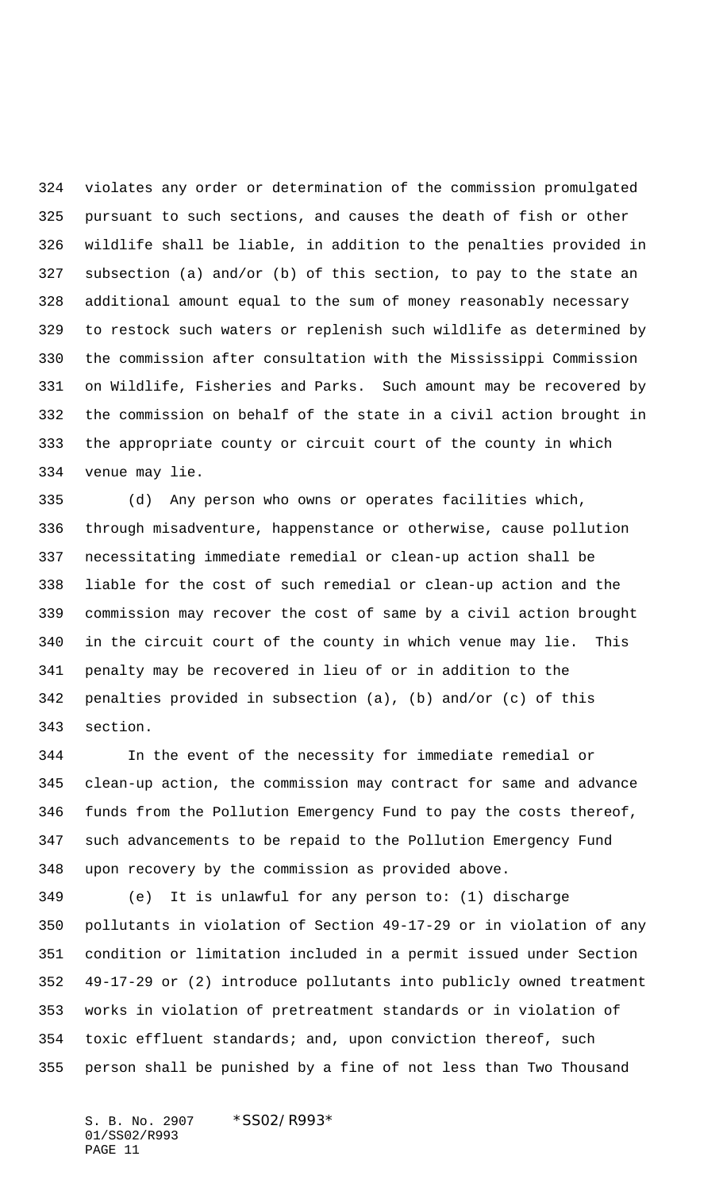violates any order or determination of the commission promulgated pursuant to such sections, and causes the death of fish or other wildlife shall be liable, in addition to the penalties provided in subsection (a) and/or (b) of this section, to pay to the state an additional amount equal to the sum of money reasonably necessary to restock such waters or replenish such wildlife as determined by the commission after consultation with the Mississippi Commission on Wildlife, Fisheries and Parks. Such amount may be recovered by the commission on behalf of the state in a civil action brought in the appropriate county or circuit court of the county in which venue may lie.

(d) Any person who owns or operates facilities which, through misadventure, happenstance or otherwise, cause pollution necessitating immediate remedial or clean-up action shall be liable for the cost of such remedial or clean-up action and the commission may recover the cost of same by a civil action brought in the circuit court of the county in which venue may lie. This penalty may be recovered in lieu of or in addition to the penalties provided in subsection (a), (b) and/or (c) of this section.

In the event of the necessity for immediate remedial or clean-up action, the commission may contract for same and advance funds from the Pollution Emergency Fund to pay the costs thereof, such advancements to be repaid to the Pollution Emergency Fund upon recovery by the commission as provided above.

(e) It is unlawful for any person to: (1) discharge pollutants in violation of Section 49-17-29 or in violation of any condition or limitation included in a permit issued under Section 49-17-29 or (2) introduce pollutants into publicly owned treatment works in violation of pretreatment standards or in violation of toxic effluent standards; and, upon conviction thereof, such person shall be punished by a fine of not less than Two Thousand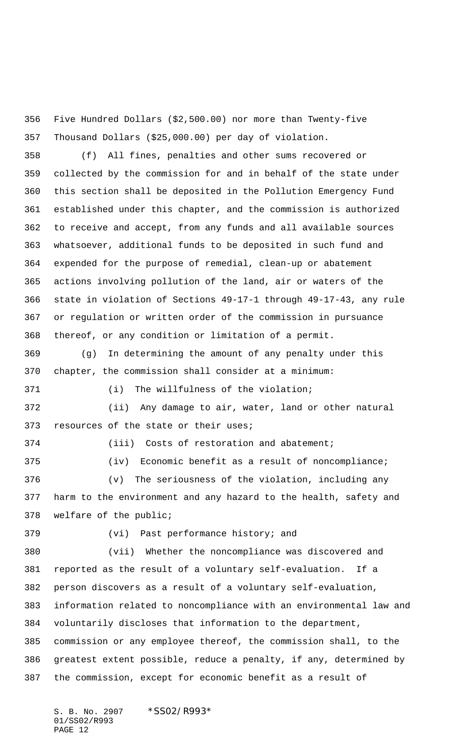Five Hundred Dollars ($2,500.00) nor more than Twenty-five Thousand Dollars ($25,000.00) per day of violation.

(f) All fines, penalties and other sums recovered or collected by the commission for and in behalf of the state under this section shall be deposited in the Pollution Emergency Fund established under this chapter, and the commission is authorized to receive and accept, from any funds and all available sources whatsoever, additional funds to be deposited in such fund and expended for the purpose of remedial, clean-up or abatement actions involving pollution of the land, air or waters of the state in violation of Sections 49-17-1 through 49-17-43, any rule or regulation or written order of the commission in pursuance thereof, or any condition or limitation of a permit.

(g) In determining the amount of any penalty under this chapter, the commission shall consider at a minimum:

(i) The willfulness of the violation;

(ii) Any damage to air, water, land or other natural resources of the state or their uses;

(iii) Costs of restoration and abatement;

(iv) Economic benefit as a result of noncompliance;

(v) The seriousness of the violation, including any harm to the environment and any hazard to the health, safety and welfare of the public;

(vi) Past performance history; and

(vii) Whether the noncompliance was discovered and reported as the result of a voluntary self-evaluation. If a person discovers as a result of a voluntary self-evaluation, information related to noncompliance with an environmental law and voluntarily discloses that information to the department, commission or any employee thereof, the commission shall, to the greatest extent possible, reduce a penalty, if any, determined by the commission, except for economic benefit as a result of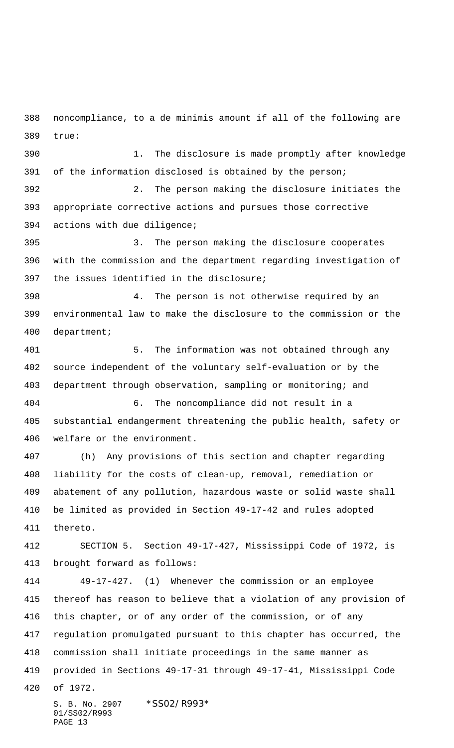noncompliance, to a de minimis amount if all of the following are true:

1. The disclosure is made promptly after knowledge of the information disclosed is obtained by the person;

2. The person making the disclosure initiates the appropriate corrective actions and pursues those corrective actions with due diligence;

3. The person making the disclosure cooperates with the commission and the department regarding investigation of the issues identified in the disclosure;

4. The person is not otherwise required by an environmental law to make the disclosure to the commission or the department;

5. The information was not obtained through any source independent of the voluntary self-evaluation or by the department through observation, sampling or monitoring; and

6. The noncompliance did not result in a substantial endangerment threatening the public health, safety or welfare or the environment.

(h) Any provisions of this section and chapter regarding liability for the costs of clean-up, removal, remediation or abatement of any pollution, hazardous waste or solid waste shall be limited as provided in Section 49-17-42 and rules adopted thereto.

SECTION 5. Section 49-17-427, Mississippi Code of 1972, is brought forward as follows:

49-17-427. (1) Whenever the commission or an employee thereof has reason to believe that a violation of any provision of this chapter, or of any order of the commission, or of any regulation promulgated pursuant to this chapter has occurred, the commission shall initiate proceedings in the same manner as provided in Sections 49-17-31 through 49-17-41, Mississippi Code of 1972.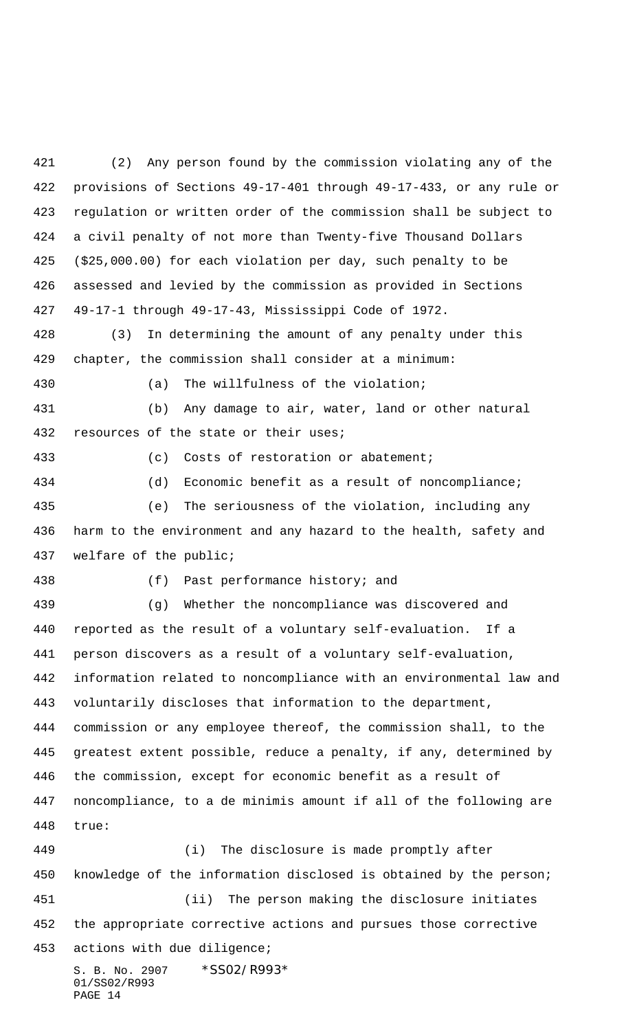(2) Any person found by the commission violating any of the provisions of Sections 49-17-401 through 49-17-433, or any rule or regulation or written order of the commission shall be subject to a civil penalty of not more than Twenty-five Thousand Dollars ($25,000.00) for each violation per day, such penalty to be assessed and levied by the commission as provided in Sections 49-17-1 through 49-17-43, Mississippi Code of 1972.

(3) In determining the amount of any penalty under this chapter, the commission shall consider at a minimum:

(a) The willfulness of the violation;

(b) Any damage to air, water, land or other natural resources of the state or their uses;

(c) Costs of restoration or abatement;

(d) Economic benefit as a result of noncompliance;

(e) The seriousness of the violation, including any harm to the environment and any hazard to the health, safety and welfare of the public;

(f) Past performance history; and

(g) Whether the noncompliance was discovered and reported as the result of a voluntary self-evaluation. If a person discovers as a result of a voluntary self-evaluation, information related to noncompliance with an environmental law and voluntarily discloses that information to the department, commission or any employee thereof, the commission shall, to the greatest extent possible, reduce a penalty, if any, determined by the commission, except for economic benefit as a result of noncompliance, to a de minimis amount if all of the following are true:

(i) The disclosure is made promptly after knowledge of the information disclosed is obtained by the person;

(ii) The person making the disclosure initiates the appropriate corrective actions and pursues those corrective actions with due diligence;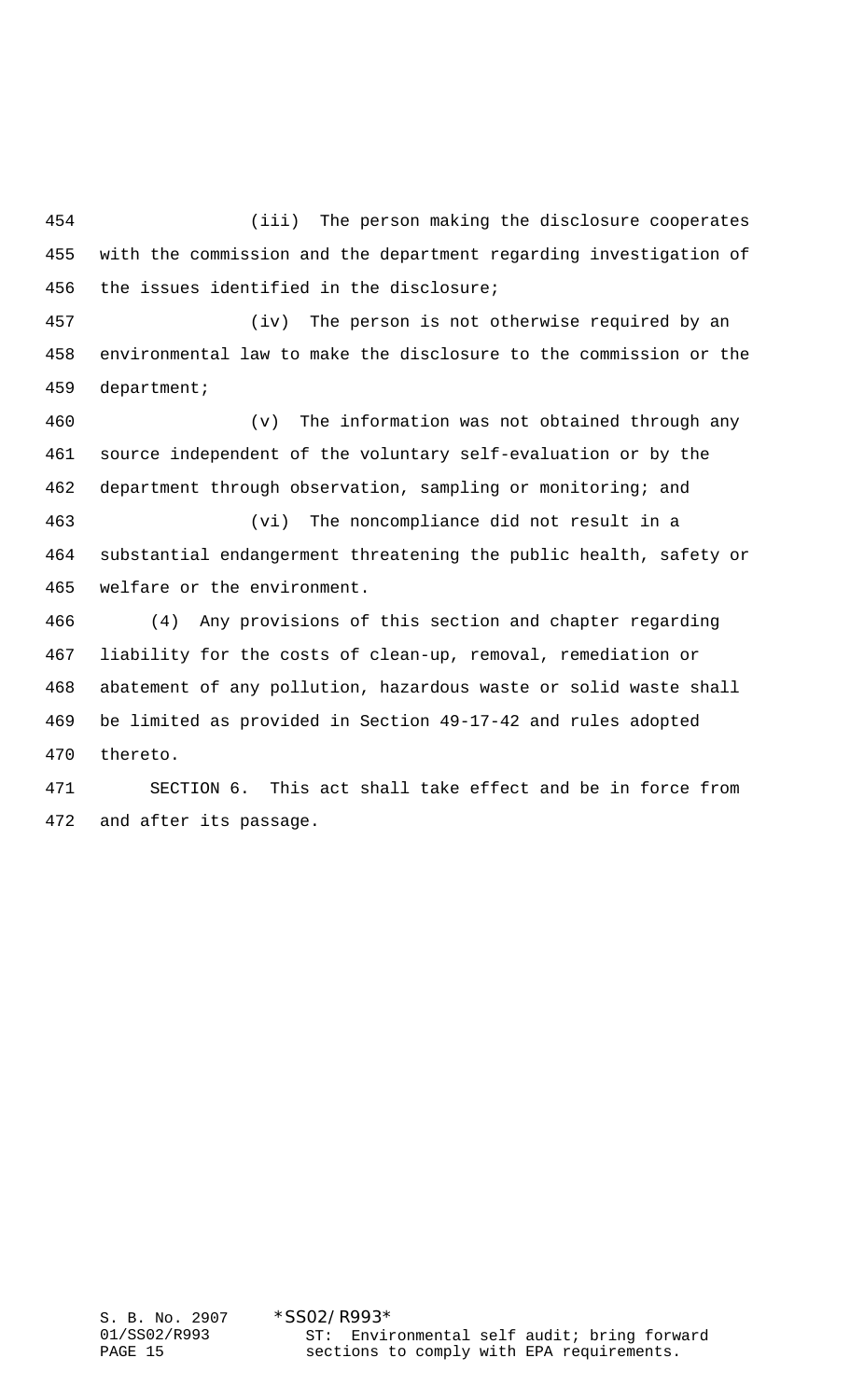(iii) The person making the disclosure cooperates with the commission and the department regarding investigation of the issues identified in the disclosure;

(iv) The person is not otherwise required by an environmental law to make the disclosure to the commission or the department;

(v) The information was not obtained through any source independent of the voluntary self-evaluation or by the department through observation, sampling or monitoring; and

(vi) The noncompliance did not result in a substantial endangerment threatening the public health, safety or welfare or the environment.

(4) Any provisions of this section and chapter regarding liability for the costs of clean-up, removal, remediation or abatement of any pollution, hazardous waste or solid waste shall be limited as provided in Section 49-17-42 and rules adopted thereto.

SECTION 6. This act shall take effect and be in force from and after its passage.